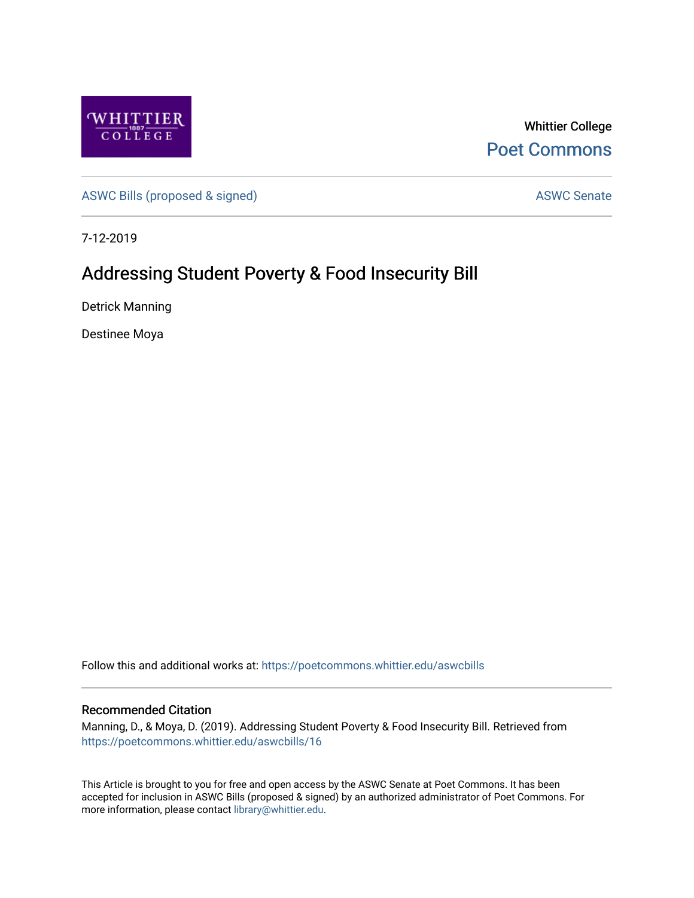Whittier College

Poet Commons

ASWC Bills (proposed & signed)

ASWC Senate

7-12-2019

# Addressing Student Poverty & Food Insecurity Bill

Detrick Manning

Destinee Moya

Follow this and additional works at: https://poetcommons.whittier.edu/aswcbills

## Recommended Citation

Manning, D., & Moya, D. (2019). Addressing Student Poverty & Food Insecurity Bill. Retrieved from https://poetcommons.whittier.edu/aswcbills/16

This Article is brought to you for free and open access by the ASWC Senate at Poet Commons. It has been accepted for inclusion in ASWC Bills (proposed & signed) by an authorized administrator of Poet Commons. For more information, please contact library@whittier.edu.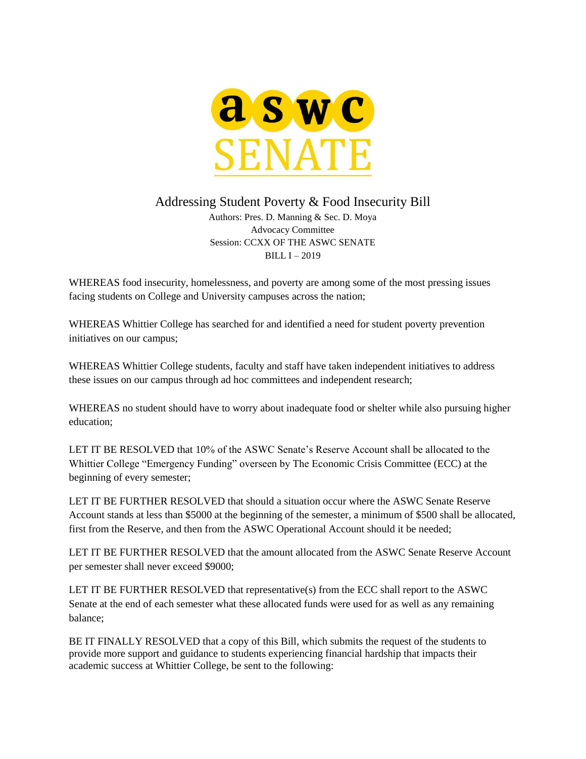**aswc SENATE**

# Addressing Student Poverty & Food Insecurity Bill

Authors: Pres. D. Manning & Sec. D. Moya
Advocacy Committee
Session: CCXX OF THE ASWC SENATE
BILL I – 2019

WHEREAS food insecurity, homelessness, and poverty are among some of the most pressing issues facing students on College and University campuses across the nation;

WHEREAS Whittier College has searched for and identified a need for student poverty prevention initiatives on our campus;

WHEREAS Whittier College students, faculty and staff have taken independent initiatives to address these issues on our campus through ad hoc committees and independent research;

WHEREAS no student should have to worry about inadequate food or shelter while also pursuing higher education;

LET IT BE RESOLVED that 10% of the ASWC Senate's Reserve Account shall be allocated to the Whittier College "Emergency Funding" overseen by The Economic Crisis Committee (ECC) at the beginning of every semester;

LET IT BE FURTHER RESOLVED that should a situation occur where the ASWC Senate Reserve Account stands at less than $5000 at the beginning of the semester, a minimum of $500 shall be allocated, first from the Reserve, and then from the ASWC Operational Account should it be needed;

LET IT BE FURTHER RESOLVED that the amount allocated from the ASWC Senate Reserve Account per semester shall never exceed $9000;

LET IT BE FURTHER RESOLVED that representative(s) from the ECC shall report to the ASWC Senate at the end of each semester what these allocated funds were used for as well as any remaining balance;

BE IT FINALLY RESOLVED that a copy of this Bill, which submits the request of the students to provide more support and guidance to students experiencing financial hardship that impacts their academic success at Whittier College, be sent to the following: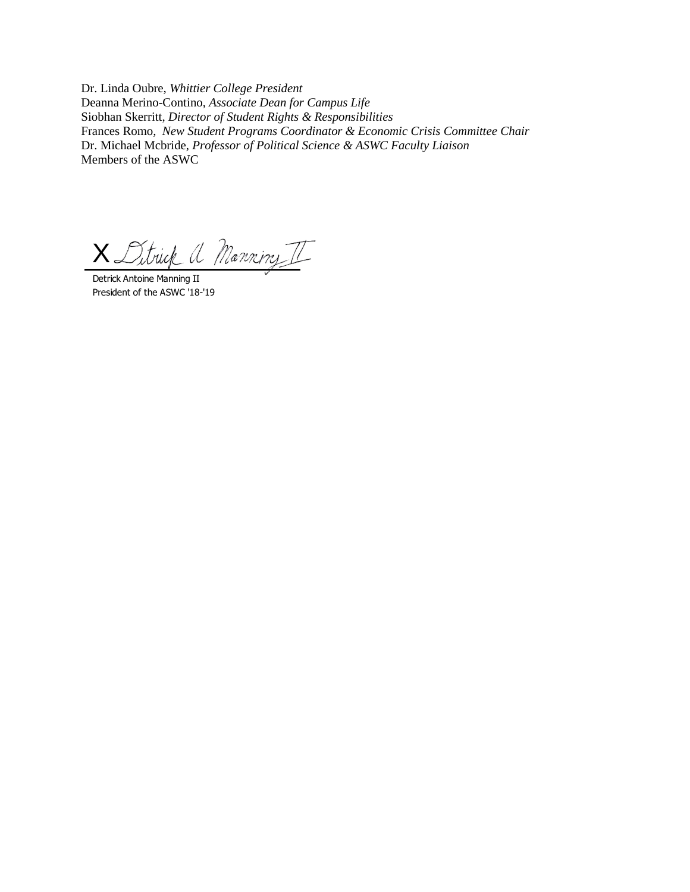Dr. Linda Oubre, *Whittier College President*
Deanna Merino-Contino, *Associate Dean for Campus Life*
Siobhan Skerritt, *Director of Student Rights & Responsibilities*
Frances Romo, *New Student Programs Coordinator & Economic Crisis Committee Chair*
Dr. Michael Mcbride, *Professor of Political Science & ASWC Faculty Liaison*
Members of the ASWC

X Detrick A Manning II

Detrick Antoine Manning II
President of the ASWC '18-'19